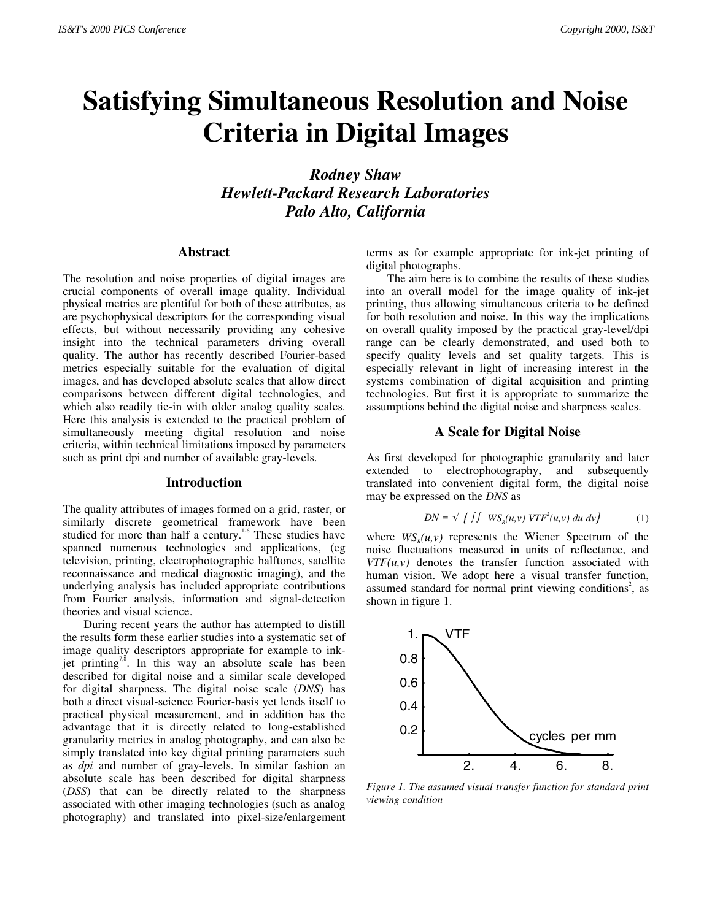// Satisfying Simultaneous Resolution and Noise Criteria in Digital Images

# Satisfying Simultaneous Resolution and Noise Criteria in Digital Images

***Rodney Shaw***
***Hewlett-Packard Research Laboratories***
***Palo Alto, California***

## Abstract

The resolution and noise properties of digital images are crucial components of overall image quality. Individual physical metrics are plentiful for both of these attributes, as are psychophysical descriptors for the corresponding visual effects, but without necessarily providing any cohesive insight into the technical parameters driving overall quality. The author has recently described Fourier-based metrics especially suitable for the evaluation of digital images, and has developed absolute scales that allow direct comparisons between different digital technologies, and which also readily tie-in with older analog quality scales. Here this analysis is extended to the practical problem of simultaneously meeting digital resolution and noise criteria, within technical limitations imposed by parameters such as print dpi and number of available gray-levels.

## Introduction

The quality attributes of images formed on a grid, raster, or similarly discrete geometrical framework have been studied for more than half a century.[1-6] These studies have spanned numerous technologies and applications, (eg television, printing, electrophotographic halftones, satellite reconnaissance and medical diagnostic imaging), and the underlying analysis has included appropriate contributions from Fourier analysis, information and signal-detection theories and visual science.

During recent years the author has attempted to distill the results form these earlier studies into a systematic set of image quality descriptors appropriate for example to ink-jet printing[7,8]. In this way an absolute scale has been described for digital noise and a similar scale developed for digital sharpness. The digital noise scale (*DNS*) has both a direct visual-science Fourier-basis yet lends itself to practical physical measurement, and in addition has the advantage that it is directly related to long-established granularity metrics in analog photography, and can also be simply translated into key digital printing parameters such as *dpi* and number of gray-levels. In similar fashion an absolute scale has been described for digital sharpness (*DSS*) that can be directly related to the sharpness associated with other imaging technologies (such as analog photography) and translated into pixel-size/enlargement terms as for example appropriate for ink-jet printing of digital photographs.

The aim here is to combine the results of these studies into an overall model for the image quality of ink-jet printing, thus allowing simultaneous criteria to be defined for both resolution and noise. In this way the implications on overall quality imposed by the practical gray-level/dpi range can be clearly demonstrated, and used both to specify quality levels and set quality targets. This is especially relevant in light of increasing interest in the systems combination of digital acquisition and printing technologies. But first it is appropriate to summarize the assumptions behind the digital noise and sharpness scales.

## A Scale for Digital Noise

As first developed for photographic granularity and later extended to electrophotography, and subsequently translated into convenient digital form, the digital noise may be expressed on the *DNS* as

$$DN = \sqrt{\left\{ \iint WS_R(u,v)\, VTF^2(u,v)\, du\, dv \right\}} \qquad (1)$$

where $WS_R(u,v)$ represents the Wiener Spectrum of the noise fluctuations measured in units of reflectance, and $VTF(u,v)$ denotes the transfer function associated with human vision. We adopt here a visual transfer function, assumed standard for normal print viewing conditions[2], as shown in figure 1.

*Figure 1. The assumed visual transfer function for standard print viewing condition*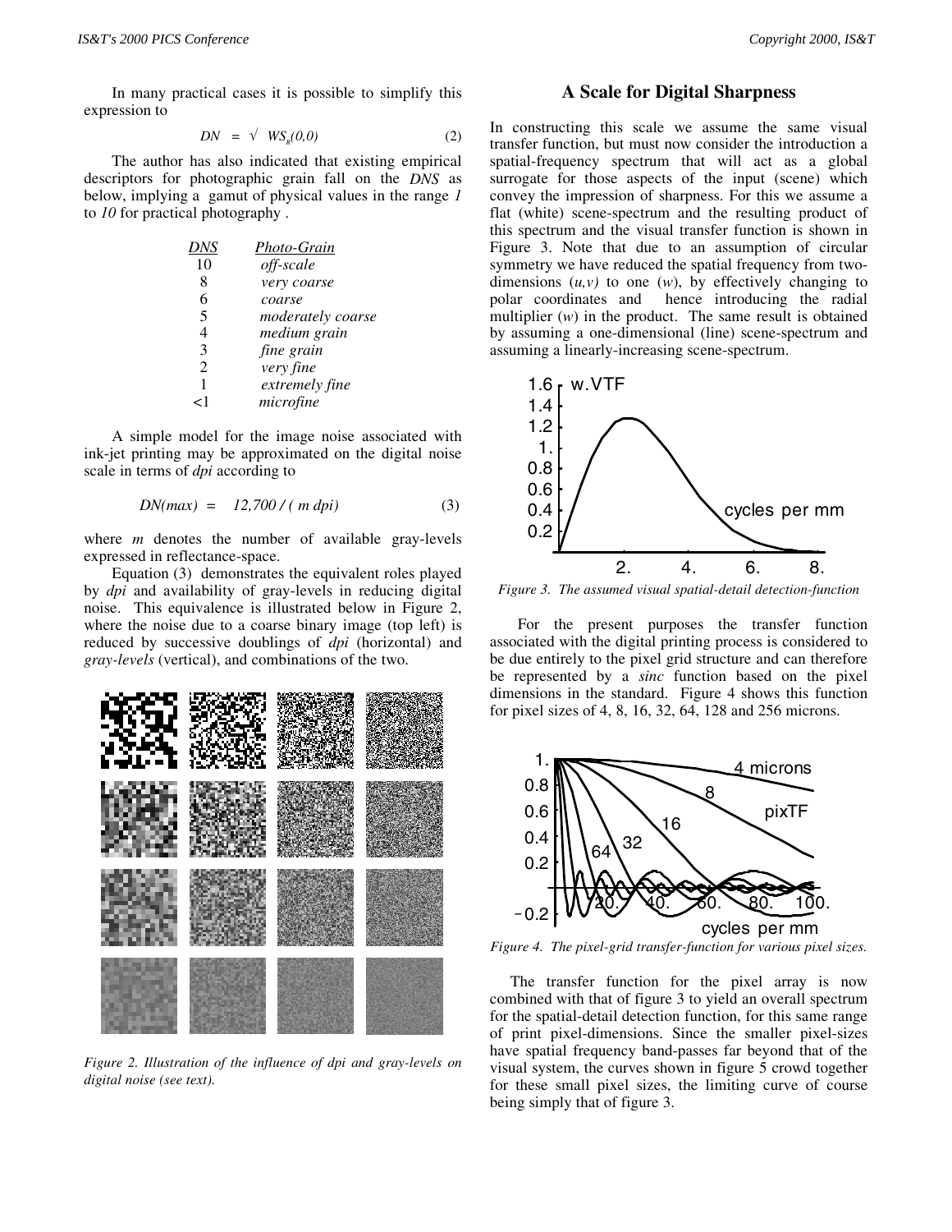In many practical cases it is possible to simplify this expression to

$$DN = \sqrt{WS_g(0,0)} \qquad (2)$$

The author has also indicated that existing empirical descriptors for photographic grain fall on the *DNS* as below, implying a gamut of physical values in the range *1* to *10* for practical photography .

| DNS | Photo-Grain |
|---|---|
| 10 | *off-scale* |
| 8 | *very coarse* |
| 6 | *coarse* |
| 5 | *moderately coarse* |
| 4 | *medium grain* |
| 3 | *fine grain* |
| 2 | *very fine* |
| 1 | *extremely fine* |
| <1 | *microfine* |

A simple model for the image noise associated with ink-jet printing may be approximated on the digital noise scale in terms of *dpi* according to

$$DN(max) = 12{,}700 \,/\, (m \; dpi) \qquad (3)$$

where $m$ denotes the number of available gray-levels expressed in reflectance-space.

Equation (3) demonstrates the equivalent roles played by *dpi* and availability of gray-levels in reducing digital noise. This equivalence is illustrated below in Figure 2, where the noise due to a coarse binary image (top left) is reduced by successive doublings of *dpi* (horizontal) and *gray-levels* (vertical), and combinations of the two.

*Figure 2. Illustration of the influence of dpi and gray-levels on digital noise (see text).*

## A Scale for Digital Sharpness

In constructing this scale we assume the same visual transfer function, but must now consider the introduction a spatial-frequency spectrum that will act as a global surrogate for those aspects of the input (scene) which convey the impression of sharpness. For this we assume a flat (white) scene-spectrum and the resulting product of this spectrum and the visual transfer function is shown in Figure 3. Note that due to an assumption of circular symmetry we have reduced the spatial frequency from two-dimensions $(u,v)$ to one $(w)$, by effectively changing to polar coordinates and hence introducing the radial multiplier $(w)$ in the product. The same result is obtained by assuming a one-dimensional (line) scene-spectrum and assuming a linearly-increasing scene-spectrum.

*Figure 3. The assumed visual spatial-detail detection-function*

For the present purposes the transfer function associated with the digital printing process is considered to be due entirely to the pixel grid structure and can therefore be represented by a *sinc* function based on the pixel dimensions in the standard. Figure 4 shows this function for pixel sizes of 4, 8, 16, 32, 64, 128 and 256 microns.

*Figure 4. The pixel-grid transfer-function for various pixel sizes.*

The transfer function for the pixel array is now combined with that of figure 3 to yield an overall spectrum for the spatial-detail detection function, for this same range of print pixel-dimensions. Since the smaller pixel-sizes have spatial frequency band-passes far beyond that of the visual system, the curves shown in figure 5 crowd together for these small pixel sizes, the limiting curve of course being simply that of figure 3.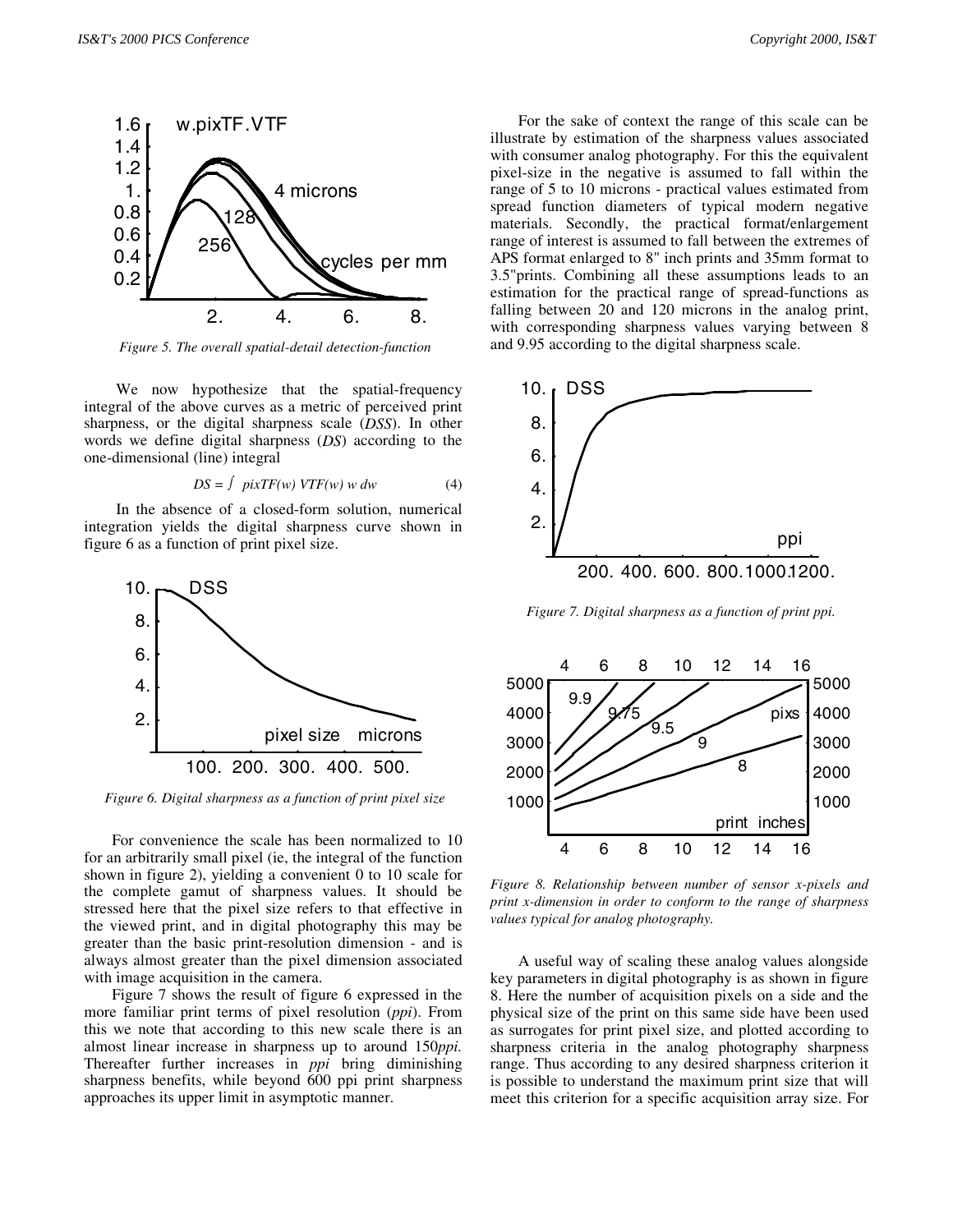*Figure 5. The overall spatial-detail detection-function*

We now hypothesize that the spatial-frequency integral of the above curves as a metric of perceived print sharpness, or the digital sharpness scale (*DSS*). In other words we define digital sharpness (*DS*) according to the one-dimensional (line) integral

$$DS = \int pixTF(w)\ VTF(w)\ w\ dw \tag{4}$$

In the absence of a closed-form solution, numerical integration yields the digital sharpness curve shown in figure 6 as a function of print pixel size.

*Figure 6. Digital sharpness as a function of print pixel size*

For convenience the scale has been normalized to 10 for an arbitrarily small pixel (ie, the integral of the function shown in figure 2), yielding a convenient 0 to 10 scale for the complete gamut of sharpness values. It should be stressed here that the pixel size refers to that effective in the viewed print, and in digital photography this may be greater than the basic print-resolution dimension - and is always almost greater than the pixel dimension associated with image acquisition in the camera.

Figure 7 shows the result of figure 6 expressed in the more familiar print terms of pixel resolution (*ppi*). From this we note that according to this new scale there is an almost linear increase in sharpness up to around 150*ppi.* Thereafter further increases in *ppi* bring diminishing sharpness benefits, while beyond 600 ppi print sharpness approaches its upper limit in asymptotic manner.

For the sake of context the range of this scale can be illustrate by estimation of the sharpness values associated with consumer analog photography. For this the equivalent pixel-size in the negative is assumed to fall within the range of 5 to 10 microns - practical values estimated from spread function diameters of typical modern negative materials. Secondly, the practical format/enlargement range of interest is assumed to fall between the extremes of APS format enlarged to 8" inch prints and 35mm format to 3.5"prints. Combining all these assumptions leads to an estimation for the practical range of spread-functions as falling between 20 and 120 microns in the analog print, with corresponding sharpness values varying between 8 and 9.95 according to the digital sharpness scale.

*Figure 7. Digital sharpness as a function of print ppi.*

*Figure 8. Relationship between number of sensor x-pixels and print x-dimension in order to conform to the range of sharpness values typical for analog photography.*

A useful way of scaling these analog values alongside key parameters in digital photography is as shown in figure 8. Here the number of acquisition pixels on a side and the physical size of the print on this same side have been used as surrogates for print pixel size, and plotted according to sharpness criteria in the analog photography sharpness range. Thus according to any desired sharpness criterion it is possible to understand the maximum print size that will meet this criterion for a specific acquisition array size. For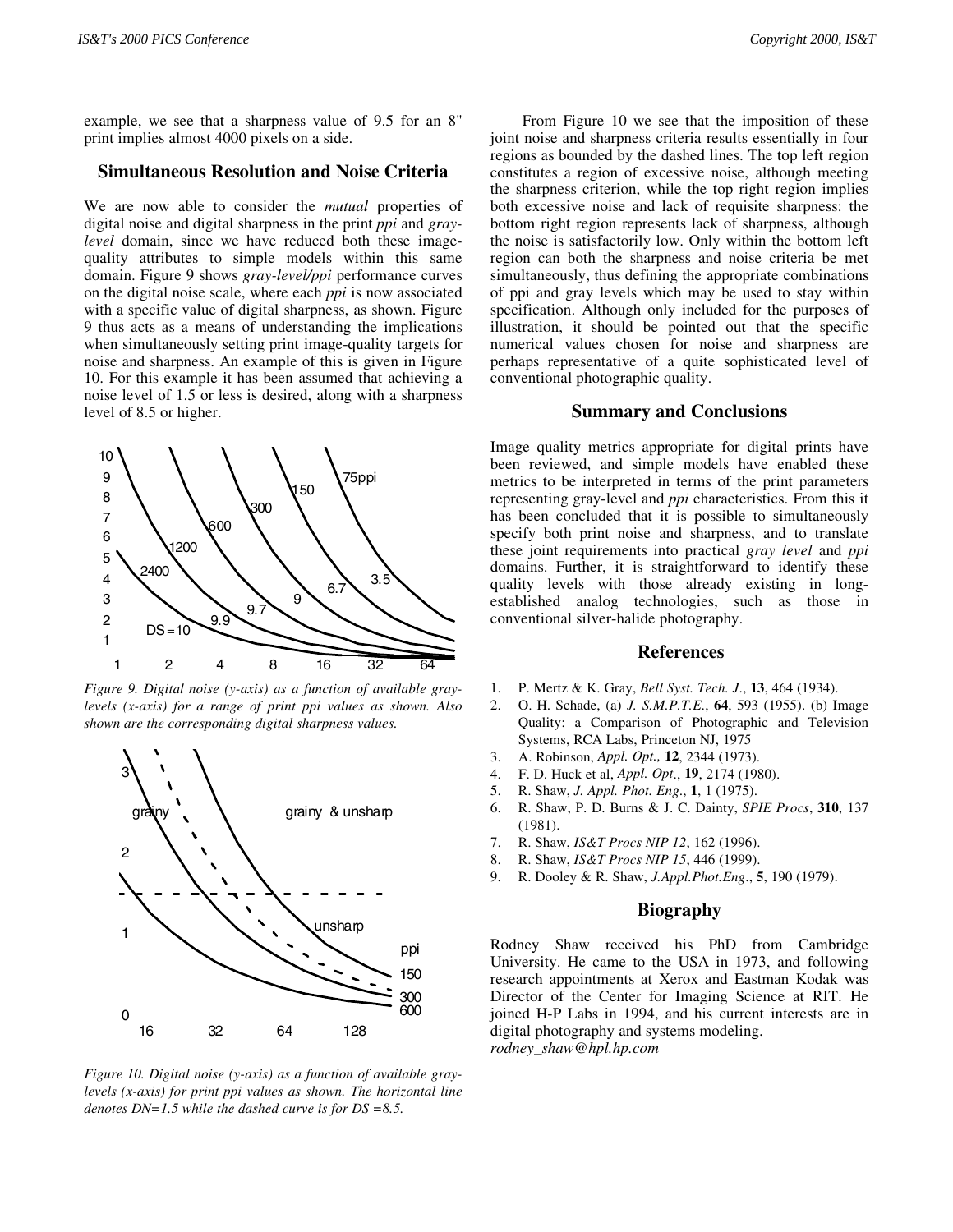example, we see that a sharpness value of 9.5 for an 8" print implies almost 4000 pixels on a side.

## Simultaneous Resolution and Noise Criteria

We are now able to consider the *mutual* properties of digital noise and digital sharpness in the print *ppi* and *gray-level* domain, since we have reduced both these image-quality attributes to simple models within this same domain. Figure 9 shows *gray-level/ppi* performance curves on the digital noise scale, where each *ppi* is now associated with a specific value of digital sharpness, as shown. Figure 9 thus acts as a means of understanding the implications when simultaneously setting print image-quality targets for noise and sharpness. An example of this is given in Figure 10. For this example it has been assumed that achieving a noise level of 1.5 or less is desired, along with a sharpness level of 8.5 or higher.

10
9
8
7
6
5
4
3
2
1

1 2 4 8 16 32 64

75ppi
150
300
600
1200
2400
DS=10
9.9
9.7
9
6.7
3.5

*Figure 9. Digital noise (y-axis) as a function of available gray-levels (x-axis) for a range of print ppi values as shown. Also shown are the corresponding digital sharpness values.*

3
2
1
0

16 32 64 128

grainy
grainy & unsharp
unsharp
ppi
150
300
600

*Figure 10. Digital noise (y-axis) as a function of available gray-levels (x-axis) for print ppi values as shown. The horizontal line denotes DN=1.5 while the dashed curve is for DS =8.5.*

From Figure 10 we see that the imposition of these joint noise and sharpness criteria results essentially in four regions as bounded by the dashed lines. The top left region constitutes a region of excessive noise, although meeting the sharpness criterion, while the top right region implies both excessive noise and lack of requisite sharpness: the bottom right region represents lack of sharpness, although the noise is satisfactorily low. Only within the bottom left region can both the sharpness and noise criteria be met simultaneously, thus defining the appropriate combinations of ppi and gray levels which may be used to stay within specification. Although only included for the purposes of illustration, it should be pointed out that the specific numerical values chosen for noise and sharpness are perhaps representative of a quite sophisticated level of conventional photographic quality.

## Summary and Conclusions

Image quality metrics appropriate for digital prints have been reviewed, and simple models have enabled these metrics to be interpreted in terms of the print parameters representing gray-level and *ppi* characteristics. From this it has been concluded that it is possible to simultaneously specify both print noise and sharpness, and to translate these joint requirements into practical *gray level* and *ppi* domains. Further, it is straightforward to identify these quality levels with those already existing in long-established analog technologies, such as those in conventional silver-halide photography.

## References

1. P. Mertz & K. Gray, *Bell Syst. Tech. J*., **13**, 464 (1934).
2. O. H. Schade, (a) *J. S.M.P.T.E.*, **64**, 593 (1955). (b) Image Quality: a Comparison of Photographic and Television Systems, RCA Labs, Princeton NJ, 1975
3. A. Robinson, *Appl. Opt.,* **12**, 2344 (1973).
4. F. D. Huck et al, *Appl. Opt*., **19**, 2174 (1980).
5. R. Shaw, *J. Appl. Phot. Eng*., **1**, 1 (1975).
6. R. Shaw, P. D. Burns & J. C. Dainty, *SPIE Procs*, **310**, 137 (1981).
7. R. Shaw, *IS&T Procs NIP 12*, 162 (1996).
8. R. Shaw, *IS&T Procs NIP 15*, 446 (1999).
9. R. Dooley & R. Shaw, *J.Appl.Phot.Eng*., **5**, 190 (1979).

## Biography

Rodney Shaw received his PhD from Cambridge University. He came to the USA in 1973, and following research appointments at Xerox and Eastman Kodak was Director of the Center for Imaging Science at RIT. He joined H-P Labs in 1994, and his current interests are in digital photography and systems modeling.
*rodney_shaw@hpl.hp.com*